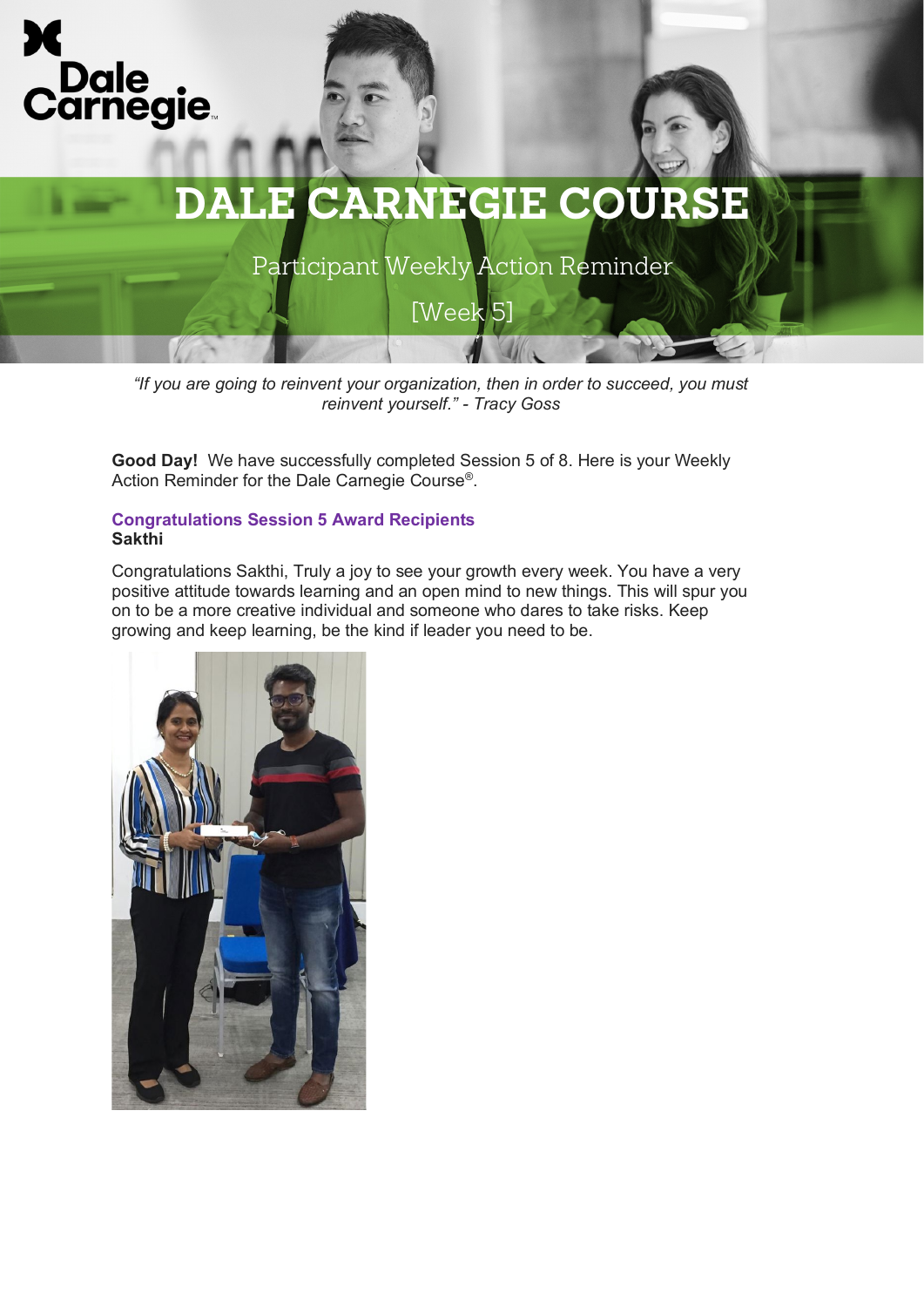# DALE CARNEGIE COURSE

## Participant Weekly Action Reminder

## [Week 5]

*"If you are going to reinvent your organization, then in order to succeed, you must reinvent yourself." - Tracy Goss*

**Good Day!** We have successfully completed Session 5 of 8. Here is your Weekly Action Reminder for the Dale Carnegie Course®.

### Congratulations Session 5 Award Recipients

**Sakthi**

Congratulations Sakthi, Truly a joy to see your growth every week. You have a very positive attitude towards learning and an open mind to new things. This will spur you on to be a more creative individual and someone who dares to take risks. Keep growing and keep learning, be the kind if leader you need to be.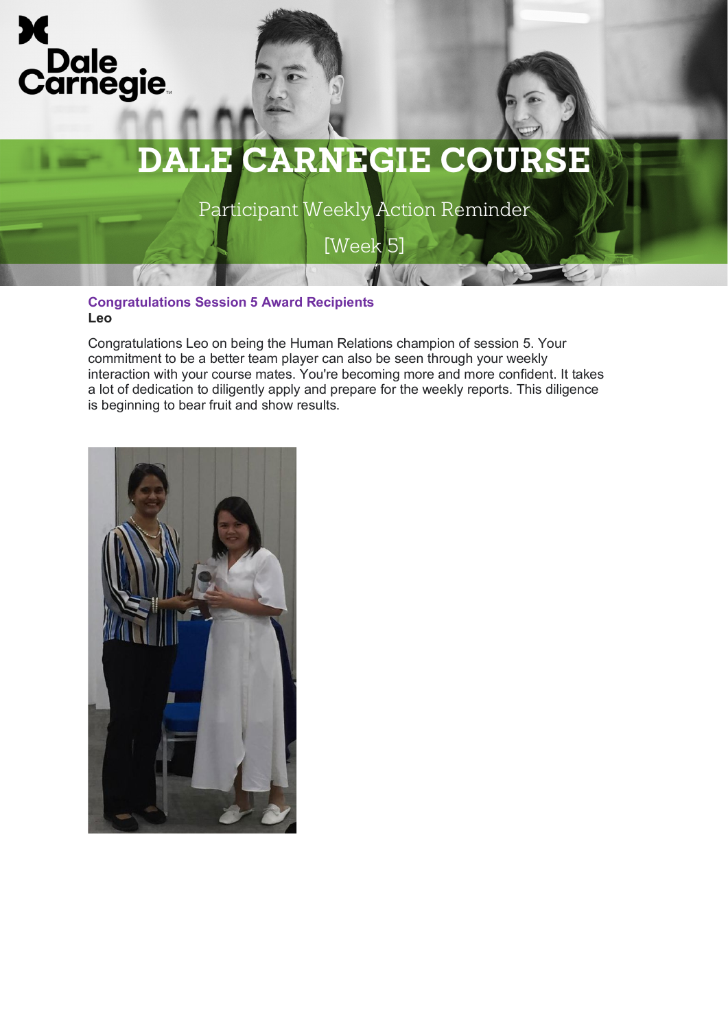# DALE CARNEGIE COURSE

Participant Weekly Action Reminder

[Week 5]

### Congratulations Session 5 Award Recipients

**Leo**

Congratulations Leo on being the Human Relations champion of session 5. Your commitment to be a better team player can also be seen through your weekly interaction with your course mates. You're becoming more and more confident. It takes a lot of dedication to diligently apply and prepare for the weekly reports. This diligence is beginning to bear fruit and show results.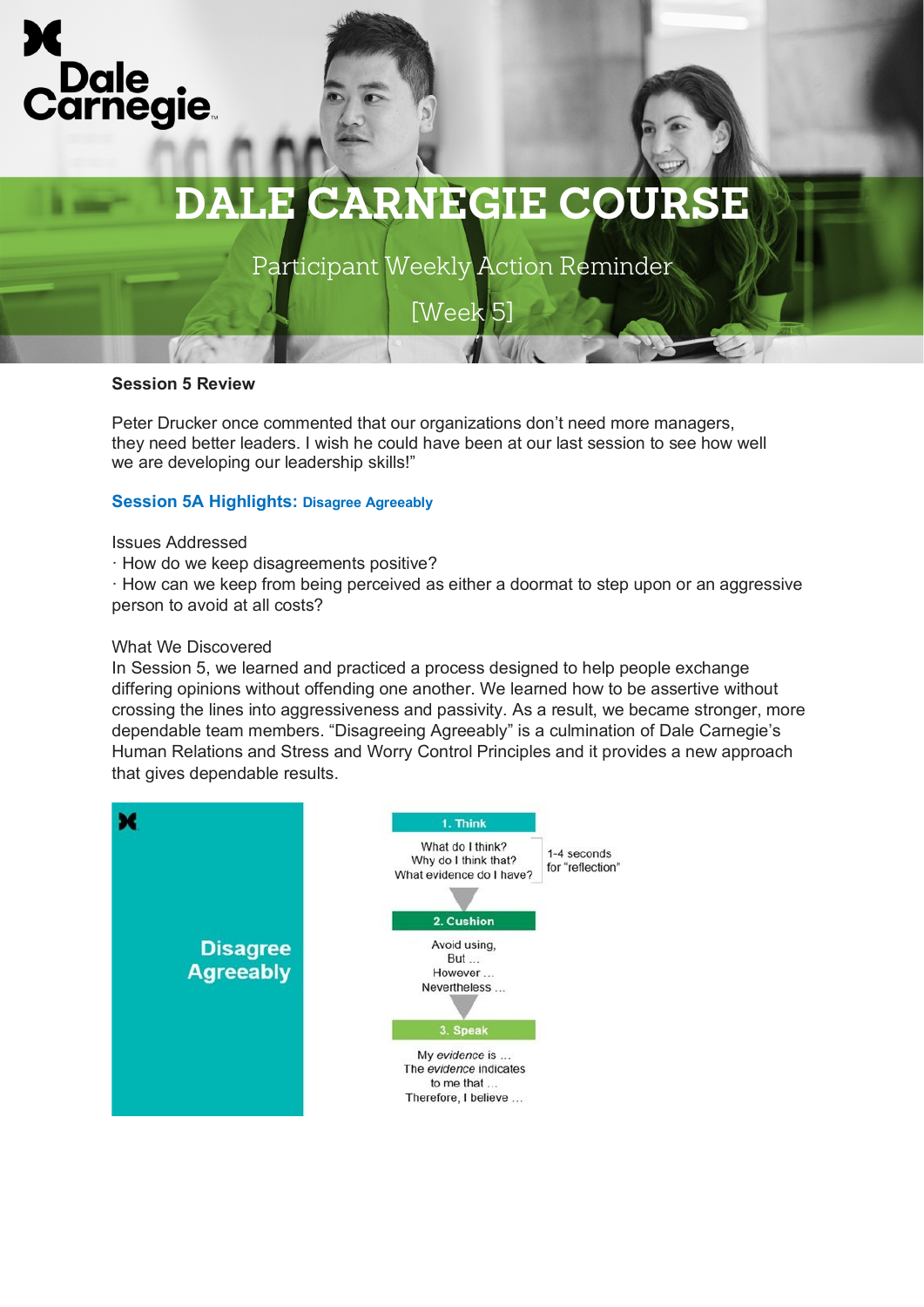# DALE CARNEGIE COURSE

Participant Weekly Action Reminder

[Week 5]

**Session 5 Review**

Peter Drucker once commented that our organizations don't need more managers, they need better leaders. I wish he could have been at our last session to see how well we are developing our leadership skills!"

### Session 5A Highlights: Disagree Agreeably

Issues Addressed

· How do we keep disagreements positive?

· How can we keep from being perceived as either a doormat to step upon or an aggressive person to avoid at all costs?

What We Discovered

In Session 5, we learned and practiced a process designed to help people exchange differing opinions without offending one another. We learned how to be assertive without crossing the lines into aggressiveness and passivity. As a result, we became stronger, more dependable team members. "Disagreeing Agreeably" is a culmination of Dale Carnegie's Human Relations and Stress and Worry Control Principles and it provides a new approach that gives dependable results.

**Disagree Agreeably**

**1. Think**

What do I think?
Why do I think that?
What evidence do I have?

1-4 seconds for "reflection"

**2. Cushion**

Avoid using,
But ...
However ...
Nevertheless ...

**3. Speak**

My *evidence* is ...
The *evidence* indicates to me that ...
Therefore, I believe ...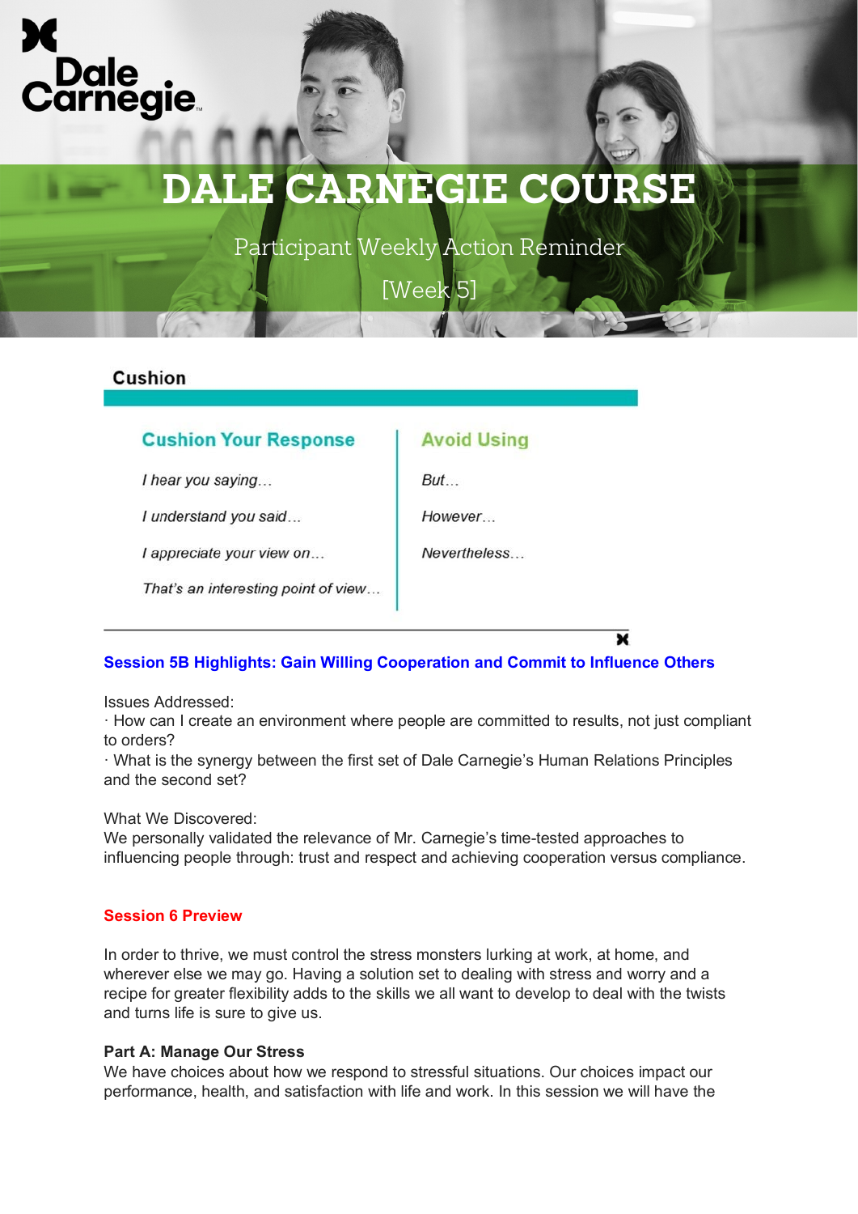# DALE CARNEGIE COURSE

Participant Weekly Action Reminder

[Week 5]

## Cushion

| Cushion Your Response | Avoid Using |
| --- | --- |
| *I hear you saying…* | *But…* |
| *I understand you said…* | *However…* |
| *I appreciate your view on…* | *Nevertheless…* |
| *That's an interesting point of view…* | |

---

**Session 5B Highlights: Gain Willing Cooperation and Commit to Influence Others**

Issues Addressed:
· How can I create an environment where people are committed to results, not just compliant to orders?
· What is the synergy between the first set of Dale Carnegie's Human Relations Principles and the second set?

What We Discovered:
We personally validated the relevance of Mr. Carnegie's time-tested approaches to influencing people through: trust and respect and achieving cooperation versus compliance.

**Session 6 Preview**

In order to thrive, we must control the stress monsters lurking at work, at home, and wherever else we may go. Having a solution set to dealing with stress and worry and a recipe for greater flexibility adds to the skills we all want to develop to deal with the twists and turns life is sure to give us.

**Part A: Manage Our Stress**
We have choices about how we respond to stressful situations. Our choices impact our performance, health, and satisfaction with life and work. In this session we will have the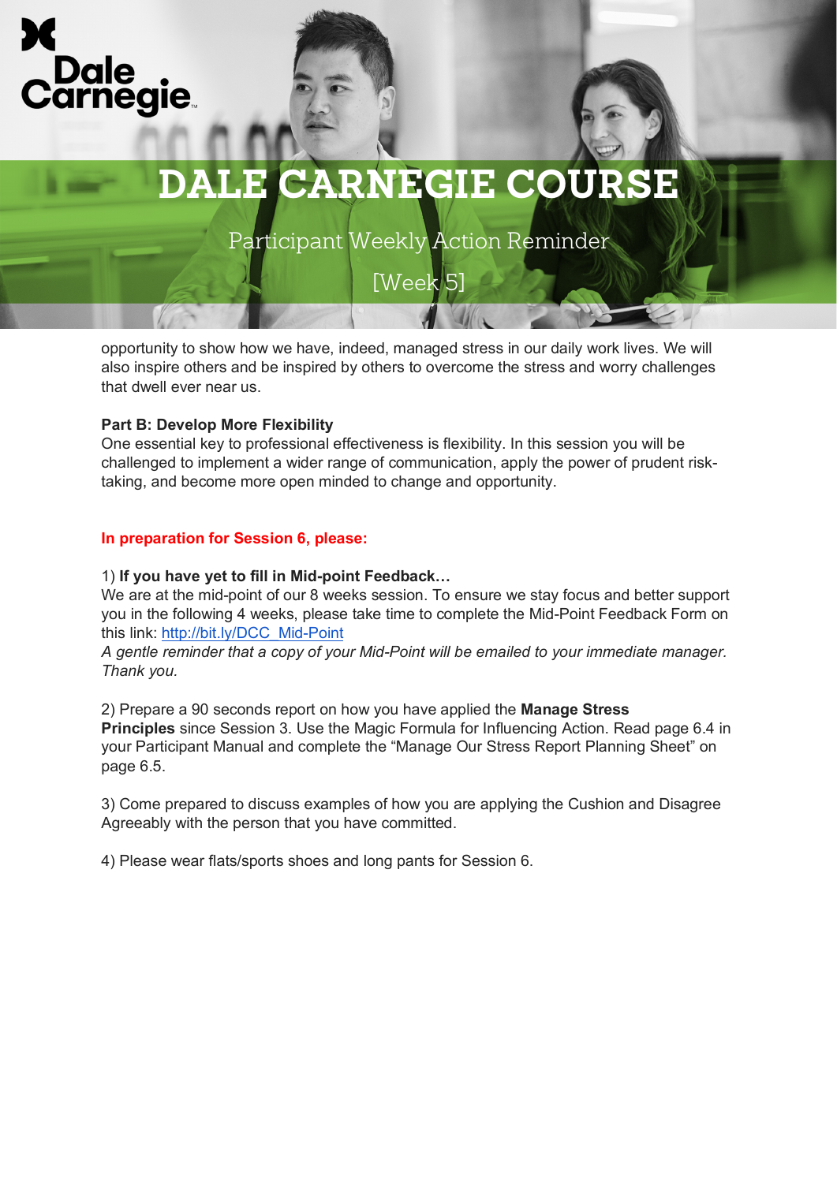# DALE CARNEGIE COURSE

Participant Weekly Action Reminder

[Week 5]

opportunity to show how we have, indeed, managed stress in our daily work lives. We will also inspire others and be inspired by others to overcome the stress and worry challenges that dwell ever near us.

**Part B: Develop More Flexibility**
One essential key to professional effectiveness is flexibility. In this session you will be challenged to implement a wider range of communication, apply the power of prudent risk-taking, and become more open minded to change and opportunity.

**In preparation for Session 6, please:**

1) **If you have yet to fill in Mid-point Feedback…**
We are at the mid-point of our 8 weeks session. To ensure we stay focus and better support you in the following 4 weeks, please take time to complete the Mid-Point Feedback Form on this link: [http://bit.ly/DCC_Mid-Point](http://bit.ly/DCC_Mid-Point)
*A gentle reminder that a copy of your Mid-Point will be emailed to your immediate manager. Thank you.*

2) Prepare a 90 seconds report on how you have applied the **Manage Stress Principles** since Session 3. Use the Magic Formula for Influencing Action. Read page 6.4 in your Participant Manual and complete the "Manage Our Stress Report Planning Sheet" on page 6.5.

3) Come prepared to discuss examples of how you are applying the Cushion and Disagree Agreeably with the person that you have committed.

4) Please wear flats/sports shoes and long pants for Session 6.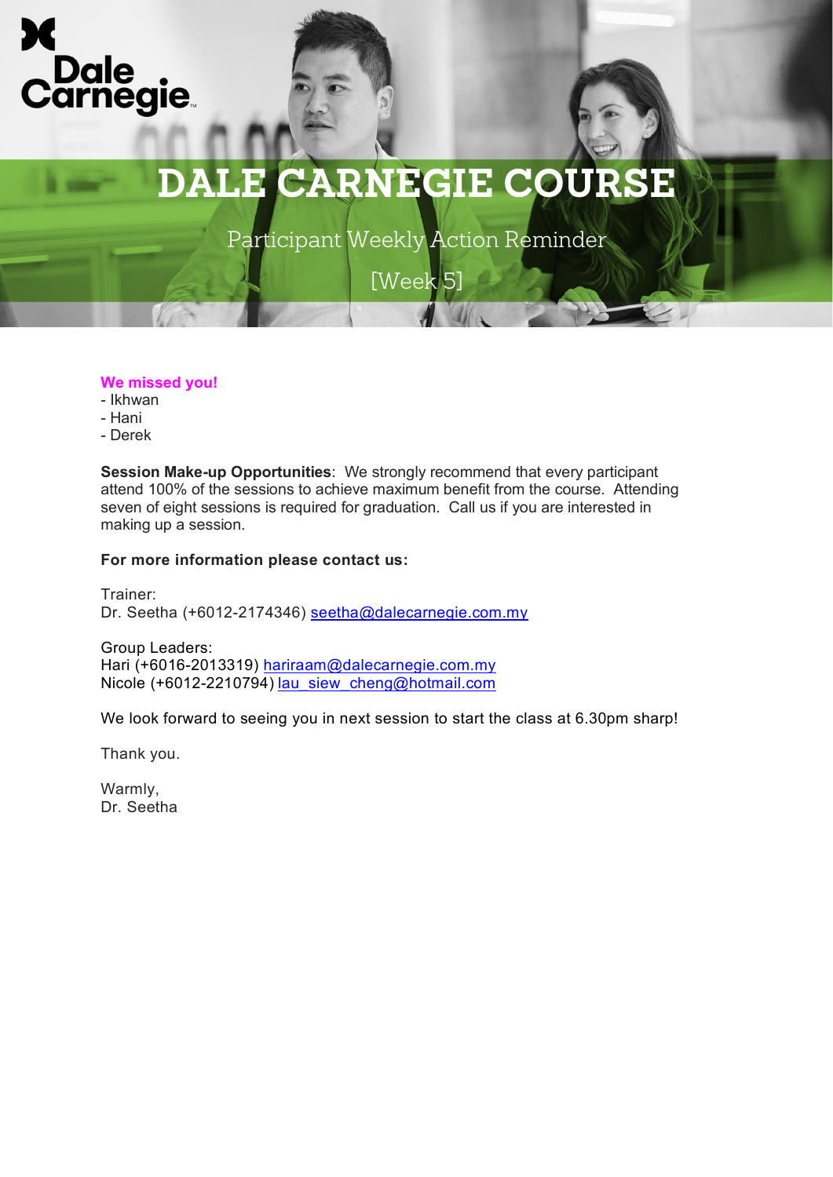Dale Carnegie

# DALE CARNEGIE COURSE

Participant Weekly Action Reminder

[Week 5]

**We missed you!**

- Ikhwan
- Hani
- Derek

**Session Make-up Opportunities**: We strongly recommend that every participant attend 100% of the sessions to achieve maximum benefit from the course. Attending seven of eight sessions is required for graduation. Call us if you are interested in making up a session.

**For more information please contact us:**

Trainer:
Dr. Seetha (+6012-2174346) seetha@dalecarnegie.com.my

Group Leaders:
Hari (+6016-2013319) hariraam@dalecarnegie.com.my
Nicole (+6012-2210794) lau_siew_cheng@hotmail.com

We look forward to seeing you in next session to start the class at 6.30pm sharp!

Thank you.

Warmly,
Dr. Seetha